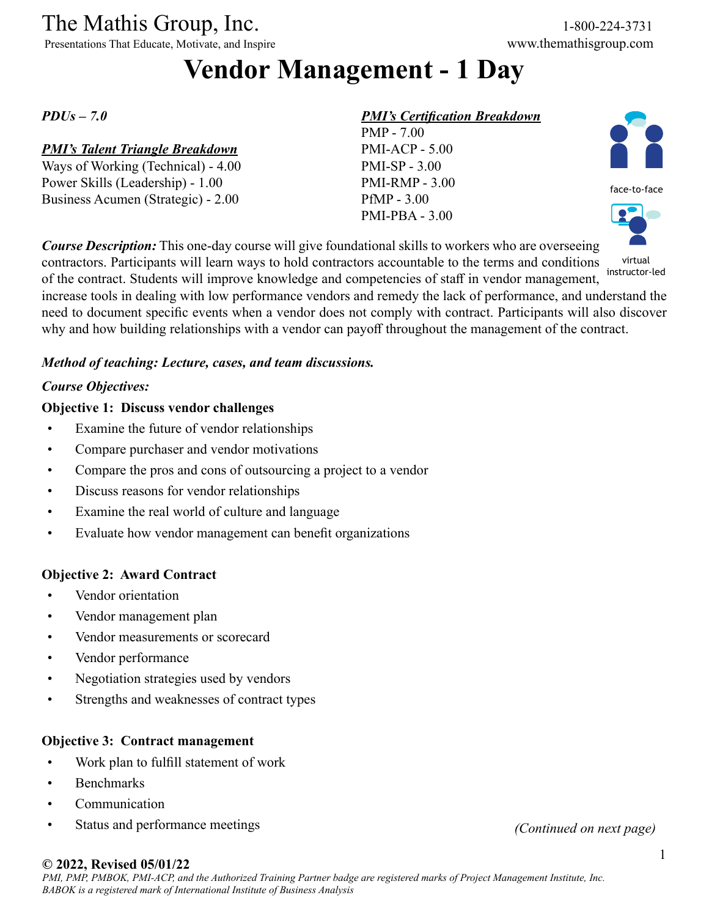The Mathis Group, Inc.
Presentations That Educate, Motivate, and Inspire

1-800-224-3731
www.themathisgroup.com

# Vendor Management - 1 Day

*PDUs – 7.0*

***PMI's Talent Triangle Breakdown***
Ways of Working (Technical) - 4.00
Power Skills (Leadership) - 1.00
Business Acumen (Strategic) - 2.00

***PMI's Certification Breakdown***
PMP - 7.00
PMI-ACP - 5.00
PMI-SP - 3.00
PMI-RMP - 3.00
PfMP - 3.00
PMI-PBA - 3.00

face-to-face

virtual instructor-led

***Course Description:*** This one-day course will give foundational skills to workers who are overseeing contractors. Participants will learn ways to hold contractors accountable to the terms and conditions of the contract. Students will improve knowledge and competencies of staff in vendor management, increase tools in dealing with low performance vendors and remedy the lack of performance, and understand the need to document specific events when a vendor does not comply with contract. Participants will also discover why and how building relationships with a vendor can payoff throughout the management of the contract.

***Method of teaching: Lecture, cases, and team discussions.***

***Course Objectives:***

**Objective 1: Discuss vendor challenges**

- Examine the future of vendor relationships
- Compare purchaser and vendor motivations
- Compare the pros and cons of outsourcing a project to a vendor
- Discuss reasons for vendor relationships
- Examine the real world of culture and language
- Evaluate how vendor management can benefit organizations

**Objective 2: Award Contract**

- Vendor orientation
- Vendor management plan
- Vendor measurements or scorecard
- Vendor performance
- Negotiation strategies used by vendors
- Strengths and weaknesses of contract types

**Objective 3: Contract management**

- Work plan to fulfill statement of work
- Benchmarks
- Communication
- Status and performance meetings

*(Continued on next page)*

**© 2022, Revised 05/01/22**
*PMI, PMP, PMBOK, PMI-ACP, and the Authorized Training Partner badge are registered marks of Project Management Institute, Inc. BABOK is a registered mark of International Institute of Business Analysis*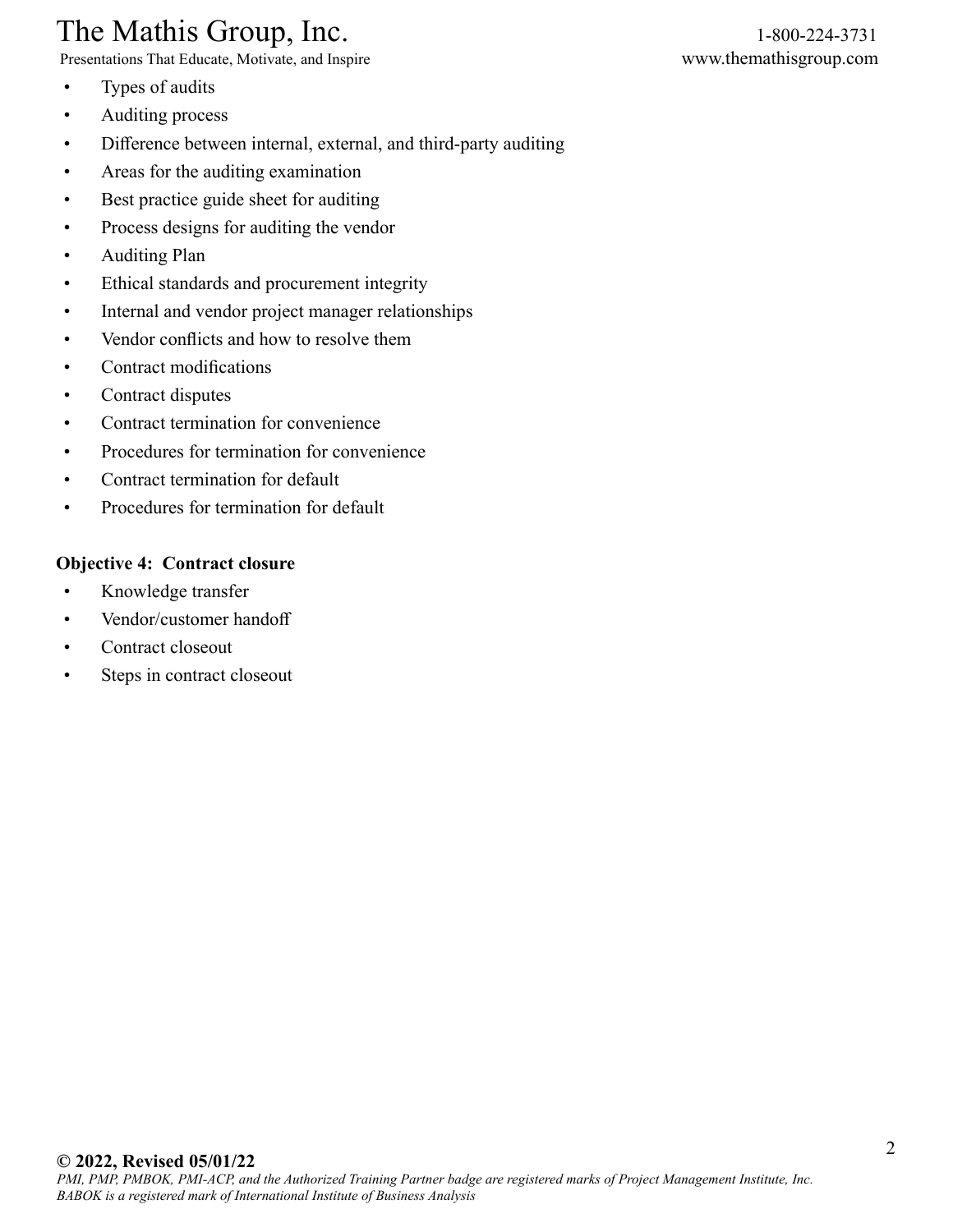- Types of audits
- Auditing process
- Difference between internal, external, and third-party auditing
- Areas for the auditing examination
- Best practice guide sheet for auditing
- Process designs for auditing the vendor
- Auditing Plan
- Ethical standards and procurement integrity
- Internal and vendor project manager relationships
- Vendor conflicts and how to resolve them
- Contract modifications
- Contract disputes
- Contract termination for convenience
- Procedures for termination for convenience
- Contract termination for default
- Procedures for termination for default

**Objective 4: Contract closure**

- Knowledge transfer
- Vendor/customer handoff
- Contract closeout
- Steps in contract closeout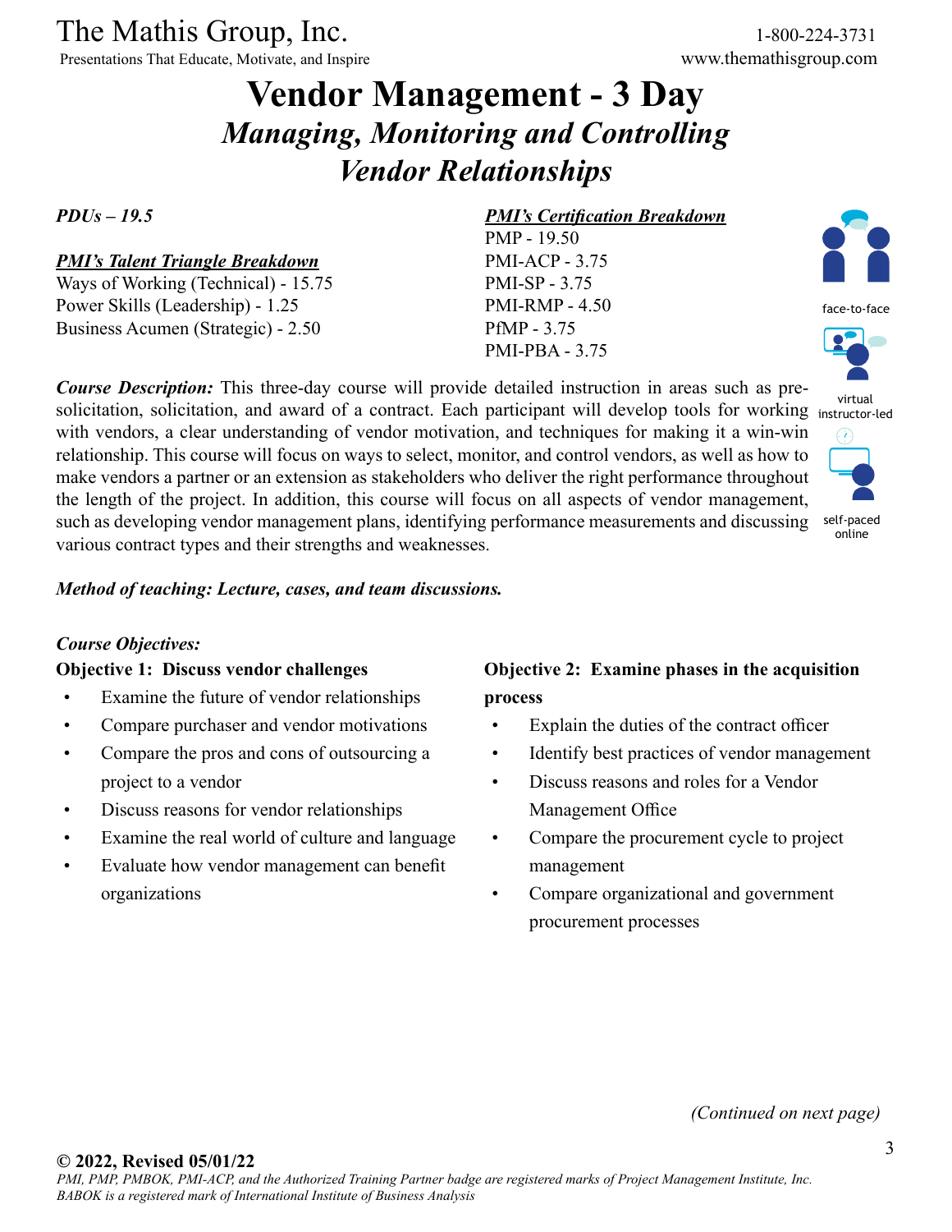The Mathis Group, Inc.
Presentations That Educate, Motivate, and Inspire

1-800-224-3731
www.themathisgroup.com

# Vendor Management - 3 Day
## *Managing, Monitoring and Controlling Vendor Relationships*

***PDUs – 19.5***

***PMI's Talent Triangle Breakdown***
Ways of Working (Technical) - 15.75
Power Skills (Leadership) - 1.25
Business Acumen (Strategic) - 2.50

***PMI's Certification Breakdown***
PMP - 19.50
PMI-ACP - 3.75
PMI-SP - 3.75
PMI-RMP - 4.50
PfMP - 3.75
PMI-PBA - 3.75

face-to-face
virtual instructor-led
self-paced online

***Course Description:*** This three-day course will provide detailed instruction in areas such as pre-solicitation, solicitation, and award of a contract. Each participant will develop tools for working with vendors, a clear understanding of vendor motivation, and techniques for making it a win-win relationship. This course will focus on ways to select, monitor, and control vendors, as well as how to make vendors a partner or an extension as stakeholders who deliver the right performance throughout the length of the project. In addition, this course will focus on all aspects of vendor management, such as developing vendor management plans, identifying performance measurements and discussing various contract types and their strengths and weaknesses.

***Method of teaching: Lecture, cases, and team discussions.***

***Course Objectives:***

**Objective 1: Discuss vendor challenges**
- Examine the future of vendor relationships
- Compare purchaser and vendor motivations
- Compare the pros and cons of outsourcing a project to a vendor
- Discuss reasons for vendor relationships
- Examine the real world of culture and language
- Evaluate how vendor management can benefit organizations

**Objective 2: Examine phases in the acquisition process**
- Explain the duties of the contract officer
- Identify best practices of vendor management
- Discuss reasons and roles for a Vendor Management Office
- Compare the procurement cycle to project management
- Compare organizational and government procurement processes

*(Continued on next page)*

**© 2022, Revised 05/01/22**
*PMI, PMP, PMBOK, PMI-ACP, and the Authorized Training Partner badge are registered marks of Project Management Institute, Inc.*
*BABOK is a registered mark of International Institute of Business Analysis*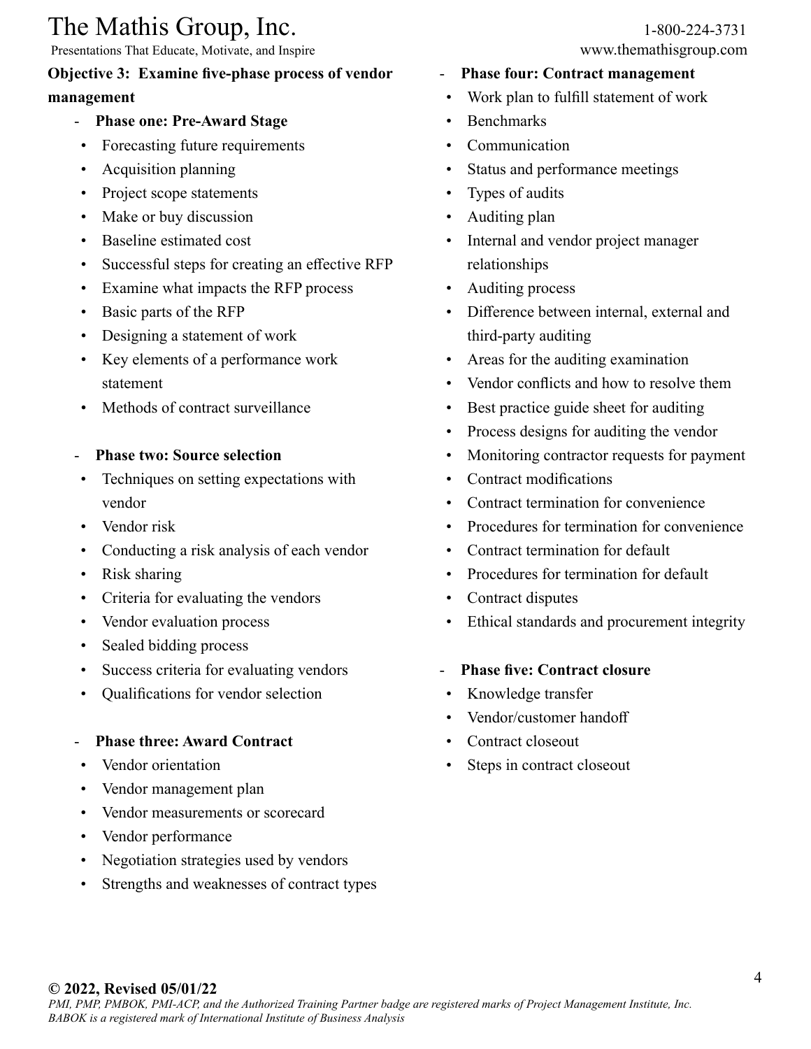**Objective 3: Examine five-phase process of vendor management**

- **Phase one: Pre-Award Stage**
  - Forecasting future requirements
  - Acquisition planning
  - Project scope statements
  - Make or buy discussion
  - Baseline estimated cost
  - Successful steps for creating an effective RFP
  - Examine what impacts the RFP process
  - Basic parts of the RFP
  - Designing a statement of work
  - Key elements of a performance work statement
  - Methods of contract surveillance

- **Phase two: Source selection**
  - Techniques on setting expectations with vendor
  - Vendor risk
  - Conducting a risk analysis of each vendor
  - Risk sharing
  - Criteria for evaluating the vendors
  - Vendor evaluation process
  - Sealed bidding process
  - Success criteria for evaluating vendors
  - Qualifications for vendor selection

- **Phase three: Award Contract**
  - Vendor orientation
  - Vendor management plan
  - Vendor measurements or scorecard
  - Vendor performance
  - Negotiation strategies used by vendors
  - Strengths and weaknesses of contract types

- **Phase four: Contract management**
  - Work plan to fulfill statement of work
  - Benchmarks
  - Communication
  - Status and performance meetings
  - Types of audits
  - Auditing plan
  - Internal and vendor project manager relationships
  - Auditing process
  - Difference between internal, external and third-party auditing
  - Areas for the auditing examination
  - Vendor conflicts and how to resolve them
  - Best practice guide sheet for auditing
  - Process designs for auditing the vendor
  - Monitoring contractor requests for payment
  - Contract modifications
  - Contract termination for convenience
  - Procedures for termination for convenience
  - Contract termination for default
  - Procedures for termination for default
  - Contract disputes
  - Ethical standards and procurement integrity

- **Phase five: Contract closure**
  - Knowledge transfer
  - Vendor/customer handoff
  - Contract closeout
  - Steps in contract closeout